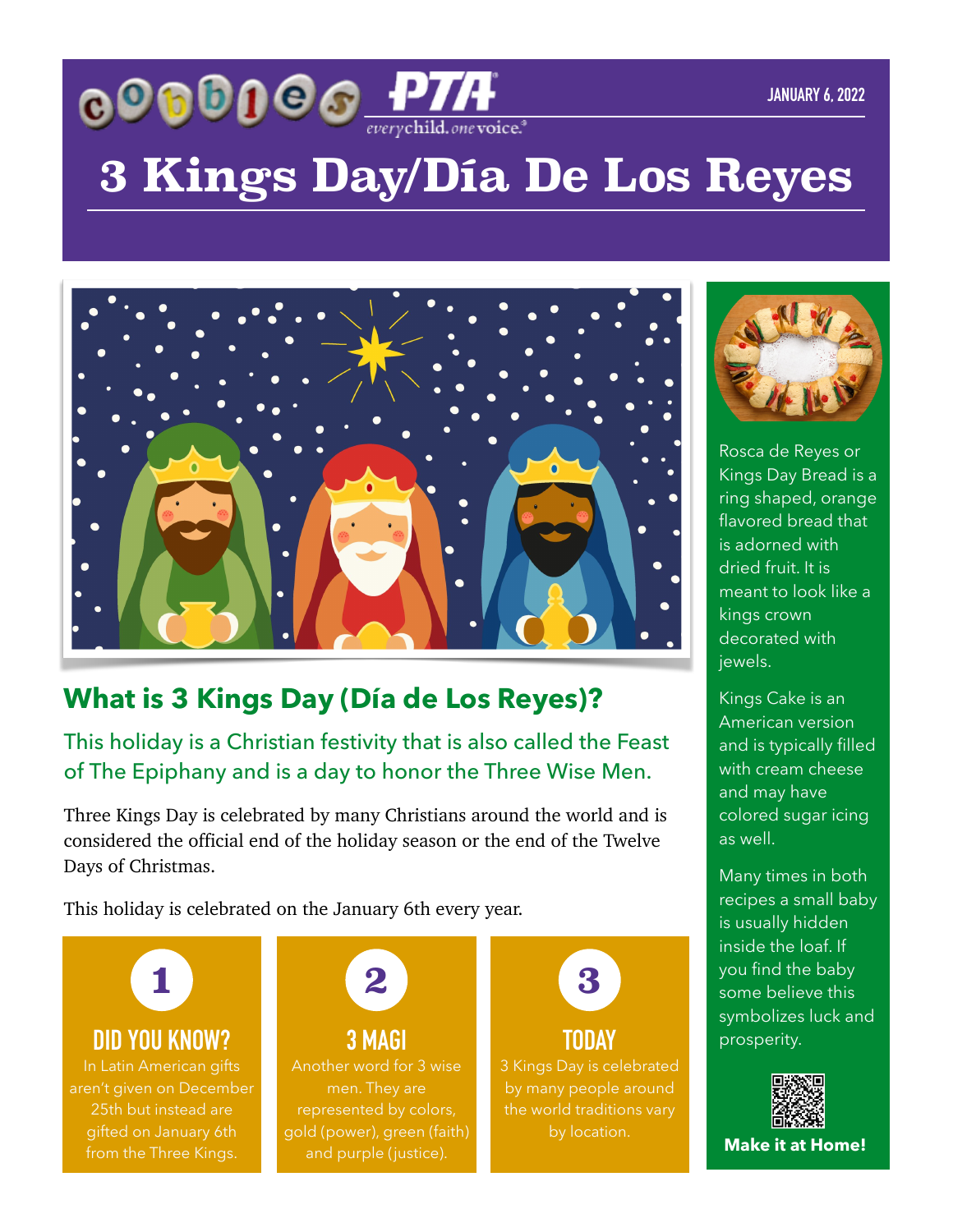cobbles PTA everychild.onevoice.®

JANUARY 6, 2022

# 3 Kings Day/Día De Los Reyes

## What is 3 Kings Day (Día de Los Reyes)?

This holiday is a Christian festivity that is also called the Feast of The Epiphany and is a day to honor the Three Wise Men.

Three Kings Day is celebrated by many Christians around the world and is considered the official end of the holiday season or the end of the Twelve Days of Christmas.

This holiday is celebrated on the January 6th every year.

### 1 DID YOU KNOW?

In Latin American gifts aren't given on December 25th but instead are gifted on January 6th from the Three Kings.

### 2 3 MAGI

Another word for 3 wise men. They are represented by colors, gold (power), green (faith) and purple (justice).

### 3 TODAY

3 Kings Day is celebrated by many people around the world traditions vary by location.

Rosca de Reyes or Kings Day Bread is a ring shaped, orange flavored bread that is adorned with dried fruit. It is meant to look like a kings crown decorated with jewels.

Kings Cake is an American version and is typically filled with cream cheese and may have colored sugar icing as well.

Many times in both recipes a small baby is usually hidden inside the loaf. If you find the baby some believe this symbolizes luck and prosperity.

**Make it at Home!**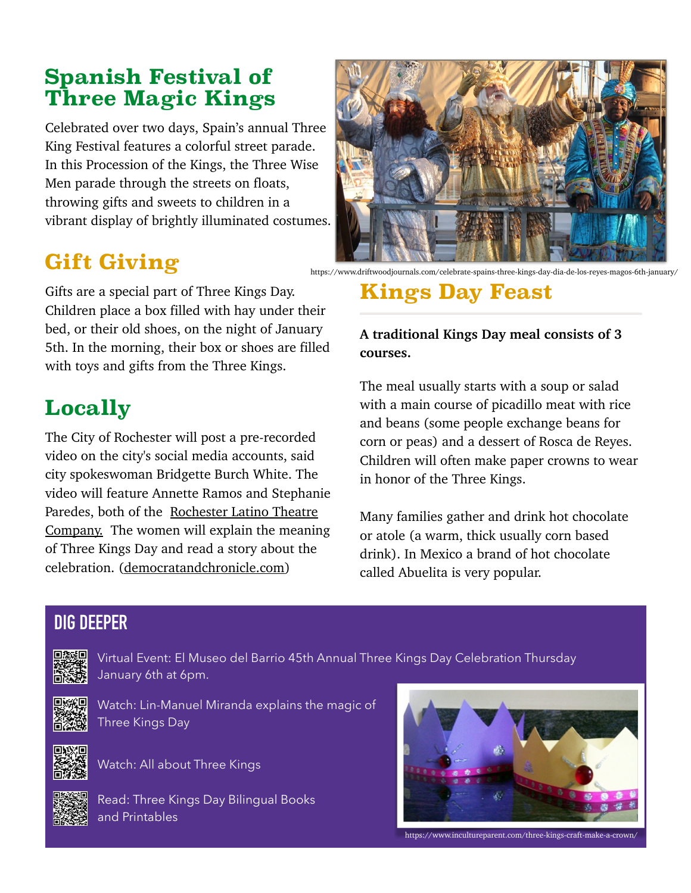## Spanish Festival of Three Magic Kings

Celebrated over two days, Spain's annual Three King Festival features a colorful street parade. In this Procession of the Kings, the Three Wise Men parade through the streets on floats, throwing gifts and sweets to children in a vibrant display of brightly illuminated costumes.

https://www.driftwoodjournals.com/celebrate-spains-three-kings-day-dia-de-los-reyes-magos-6th-january/

## Gift Giving

Gifts are a special part of Three Kings Day. Children place a box filled with hay under their bed, or their old shoes, on the night of January 5th. In the morning, their box or shoes are filled with toys and gifts from the Three Kings.

## Locally

The City of Rochester will post a pre-recorded video on the city's social media accounts, said city spokeswoman Bridgette Burch White. The video will feature Annette Ramos and Stephanie Paredes, both of the Rochester Latino Theatre Company. The women will explain the meaning of Three Kings Day and read a story about the celebration. (democratandchronicle.com)

## Kings Day Feast

**A traditional Kings Day meal consists of 3 courses.**

The meal usually starts with a soup or salad with a main course of picadillo meat with rice and beans (some people exchange beans for corn or peas) and a dessert of Rosca de Reyes. Children will often make paper crowns to wear in honor of the Three Kings.

Many families gather and drink hot chocolate or atole (a warm, thick usually corn based drink). In Mexico a brand of hot chocolate called Abuelita is very popular.

## DIG DEEPER

- Virtual Event: El Museo del Barrio 45th Annual Three Kings Day Celebration Thursday January 6th at 6pm.
- Watch: Lin-Manuel Miranda explains the magic of Three Kings Day
- Watch: All about Three Kings
- Read: Three Kings Day Bilingual Books and Printables

https://www.incultureparent.com/three-kings-craft-make-a-crown/